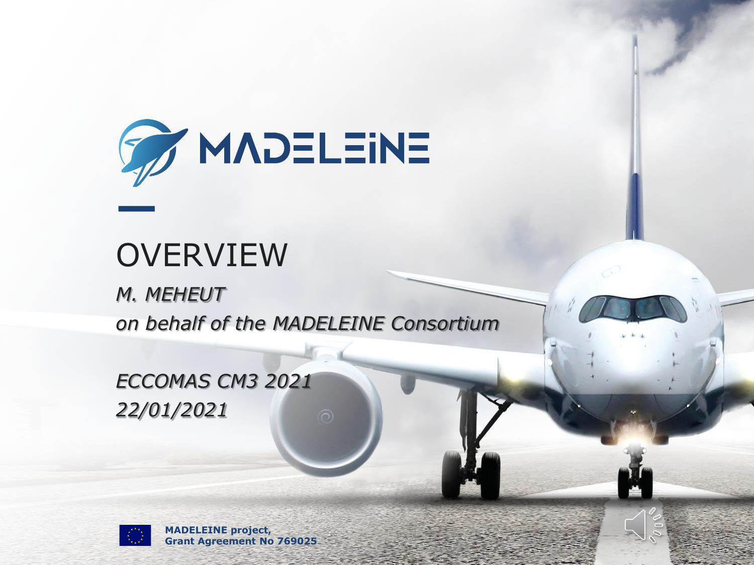# MADELEINE

## OVERVIEW

*M. MEHEUT*
*on behalf of the MADELEINE Consortium*

*ECCOMAS CM3 2021*
*22/01/2021*

**MADELEINE project,**
**Grant Agreement No 769025**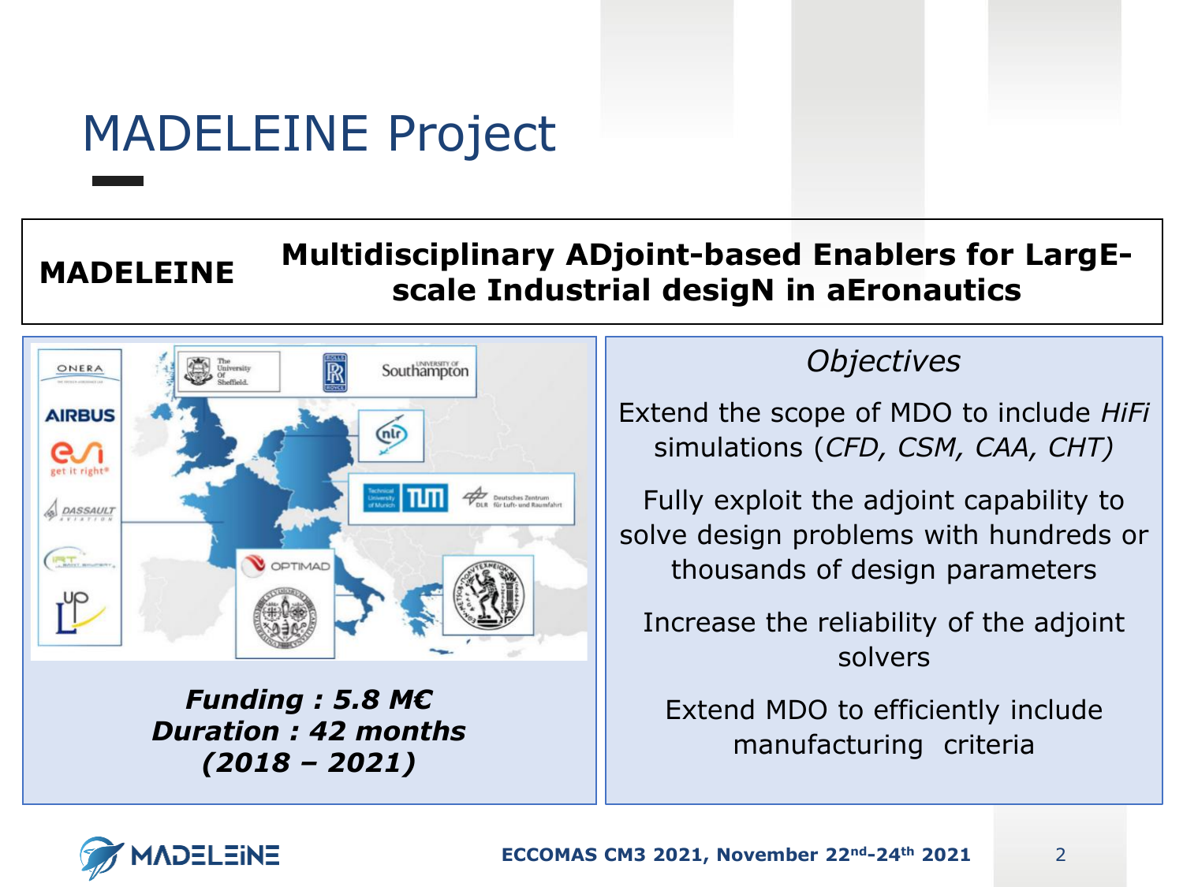# MADELEINE Project

| MADELEINE | Multidisciplinary ADjoint-based Enablers for LargE-scale Industrial desigN in aEronautics |
|---|---|

***Funding : 5.8 M€***
***Duration : 42 months***
***(2018 – 2021)***

## *Objectives*

Extend the scope of MDO to include *HiFi* simulations (*CFD, CSM, CAA, CHT)*

Fully exploit the adjoint capability to solve design problems with hundreds or thousands of design parameters

Increase the reliability of the adjoint solvers

Extend MDO to efficiently include manufacturing criteria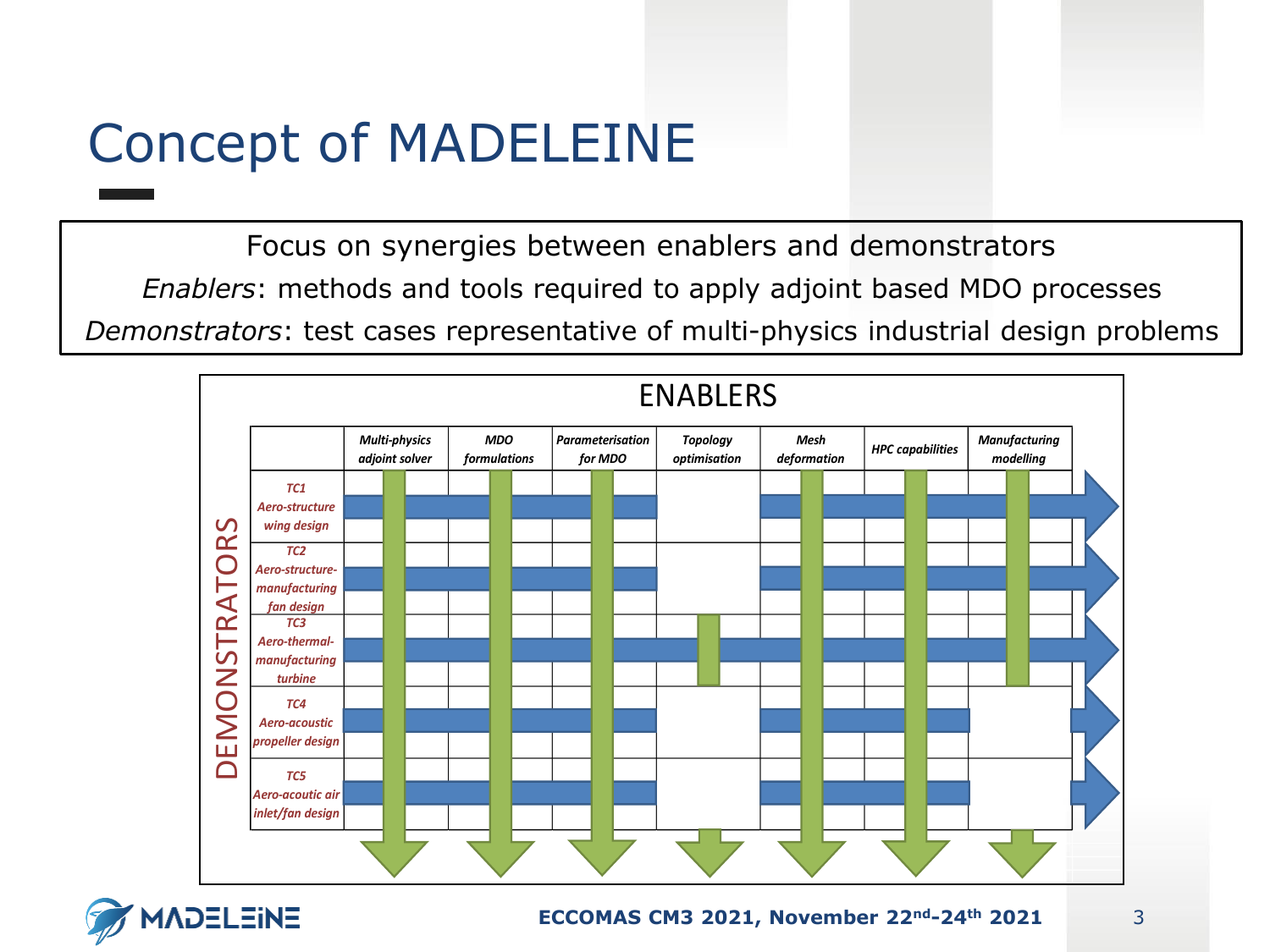# Concept of MADELEINE

Focus on synergies between enablers and demonstrators

*Enablers*: methods and tools required to apply adjoint based MDO processes

*Demonstrators*: test cases representative of multi-physics industrial design problems

**ENABLERS**

| DEMONSTRATORS | *Multi-physics adjoint solver* | *MDO formulations* | *Parameterisation for MDO* | *Topology optimisation* | *Mesh deformation* | *HPC capabilities* | *Manufacturing modelling* |
|---|---|---|---|---|---|---|---|
| *TC1 Aero-structure wing design* | ✓ | ✓ | ✓ | | ✓ | ✓ | ✓ |
| *TC2 Aero-structure-manufacturing fan design* | ✓ | ✓ | ✓ | | ✓ | ✓ | ✓ |
| *TC3 Aero-thermal-manufacturing turbine* | ✓ | ✓ | ✓ | ✓ | ✓ | ✓ | ✓ |
| *TC4 Aero-acoustic propeller design* | ✓ | ✓ | ✓ | | ✓ | ✓ | |
| *TC5 Aero-acoutic air inlet/fan design* | ✓ | ✓ | ✓ | | ✓ | ✓ | |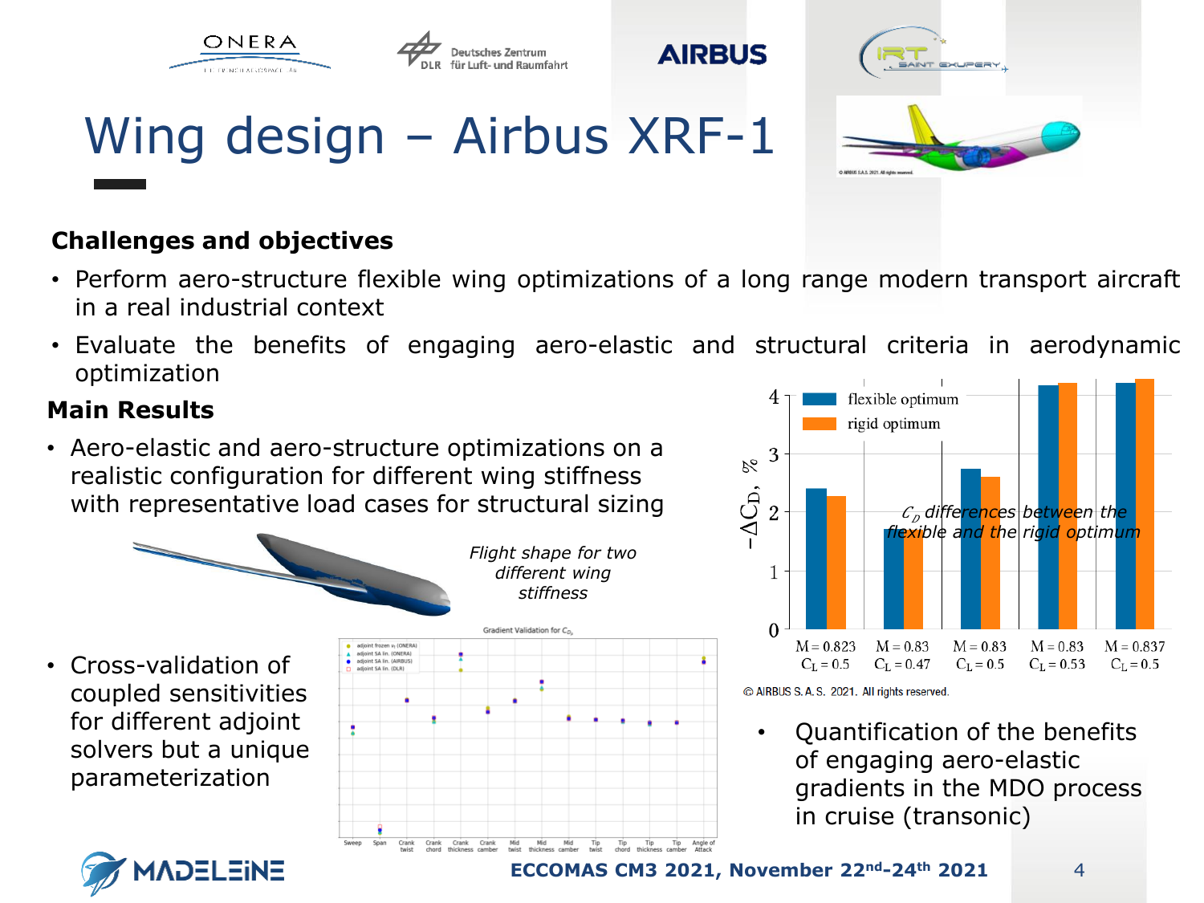# Wing design – Airbus XRF-1

© AIRBUS S.A.S. 2021. All rights reserved.

**Challenges and objectives**

- Perform aero-structure flexible wing optimizations of a long range modern transport aircraft in a real industrial context
- Evaluate the benefits of engaging aero-elastic and structural criteria in aerodynamic optimization

**Main Results**

- Aero-elastic and aero-structure optimizations on a realistic configuration for different wing stiffness with representative load cases for structural sizing

*Flight shape for two different wing stiffness*

- Cross-validation of coupled sensitivities for different adjoint solvers but a unique parameterization

Gradient Validation for $C_{D_p}$

*$C_D$ differences between the flexible and the rigid optimum*

© AIRBUS S.A.S. 2021. All rights reserved.

- Quantification of the benefits of engaging aero-elastic gradients in the MDO process in cruise (transonic)

ECCOMAS CM3 2021, November 22nd-24th 2021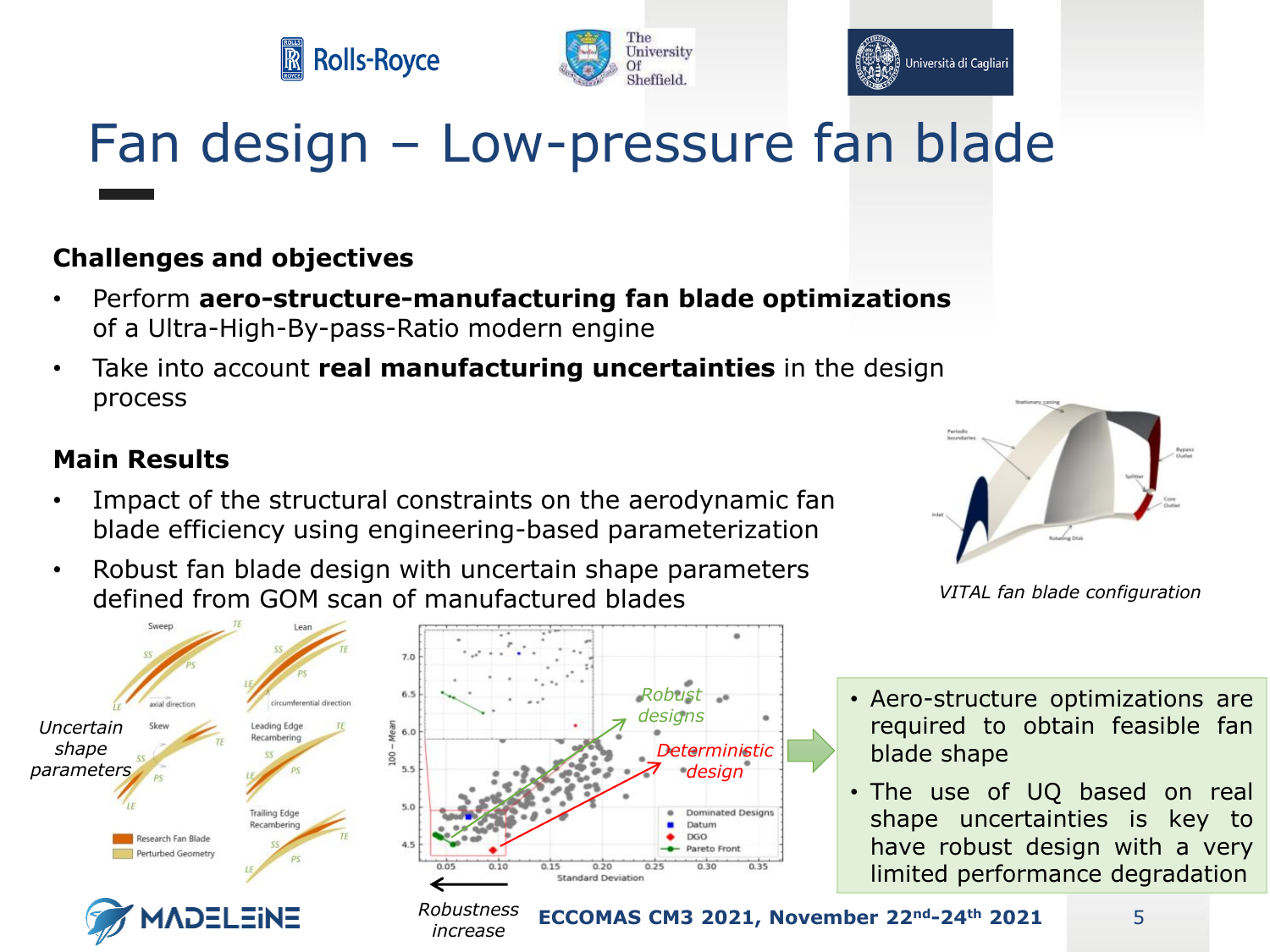# Fan design – Low-pressure fan blade

### Challenges and objectives

- Perform **aero-structure-manufacturing fan blade optimizations** of a Ultra-High-By-pass-Ratio modern engine
- Take into account **real manufacturing uncertainties** in the design process

### Main Results

- Impact of the structural constraints on the aerodynamic fan blade efficiency using engineering-based parameterization
- Robust fan blade design with uncertain shape parameters defined from GOM scan of manufactured blades

*VITAL fan blade configuration*

*Uncertain shape parameters*

*Robust designs*

*Deterministic design*

*Robustness increase*

- Aero-structure optimizations are required to obtain feasible fan blade shape
- The use of UQ based on real shape uncertainties is key to have robust design with a very limited performance degradation

**ECCOMAS CM3 2021, November 22nd-24th 2021**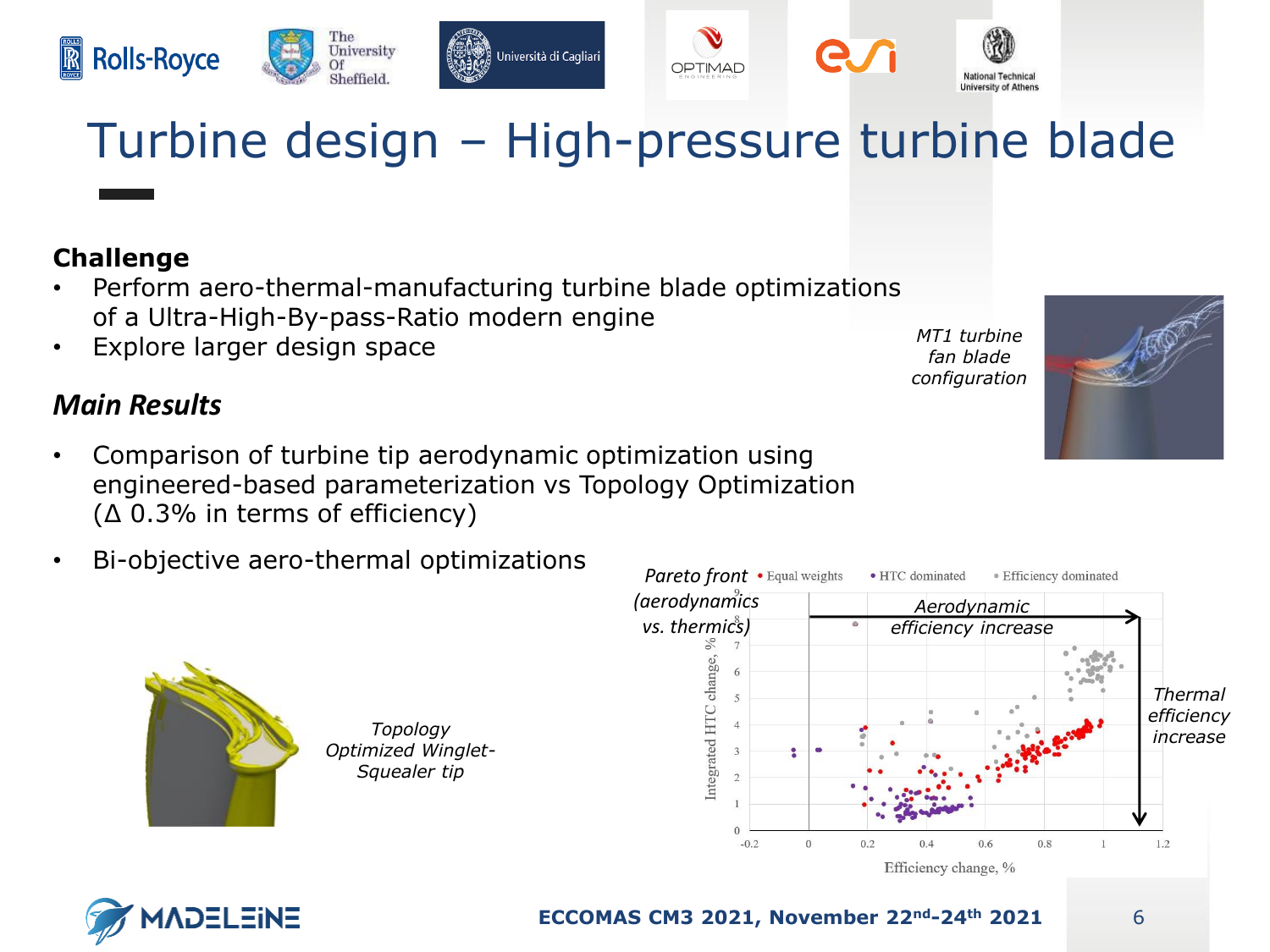# Turbine design – High-pressure turbine blade

**Challenge**

- Perform aero-thermal-manufacturing turbine blade optimizations of a Ultra-High-By-pass-Ratio modern engine
- Explore larger design space

*MT1 turbine fan blade configuration*

***Main Results***

- Comparison of turbine tip aerodynamic optimization using engineered-based parameterization vs Topology Optimization (Δ 0.3% in terms of efficiency)
- Bi-objective aero-thermal optimizations

*Topology Optimized Winglet-Squealer tip*

*Pareto front (aerodynamics vs. thermics)*

• Equal weights • HTC dominated • Efficiency dominated

*Aerodynamic efficiency increase*

*Thermal efficiency increase*

Integrated HTC change, %

Efficiency change, %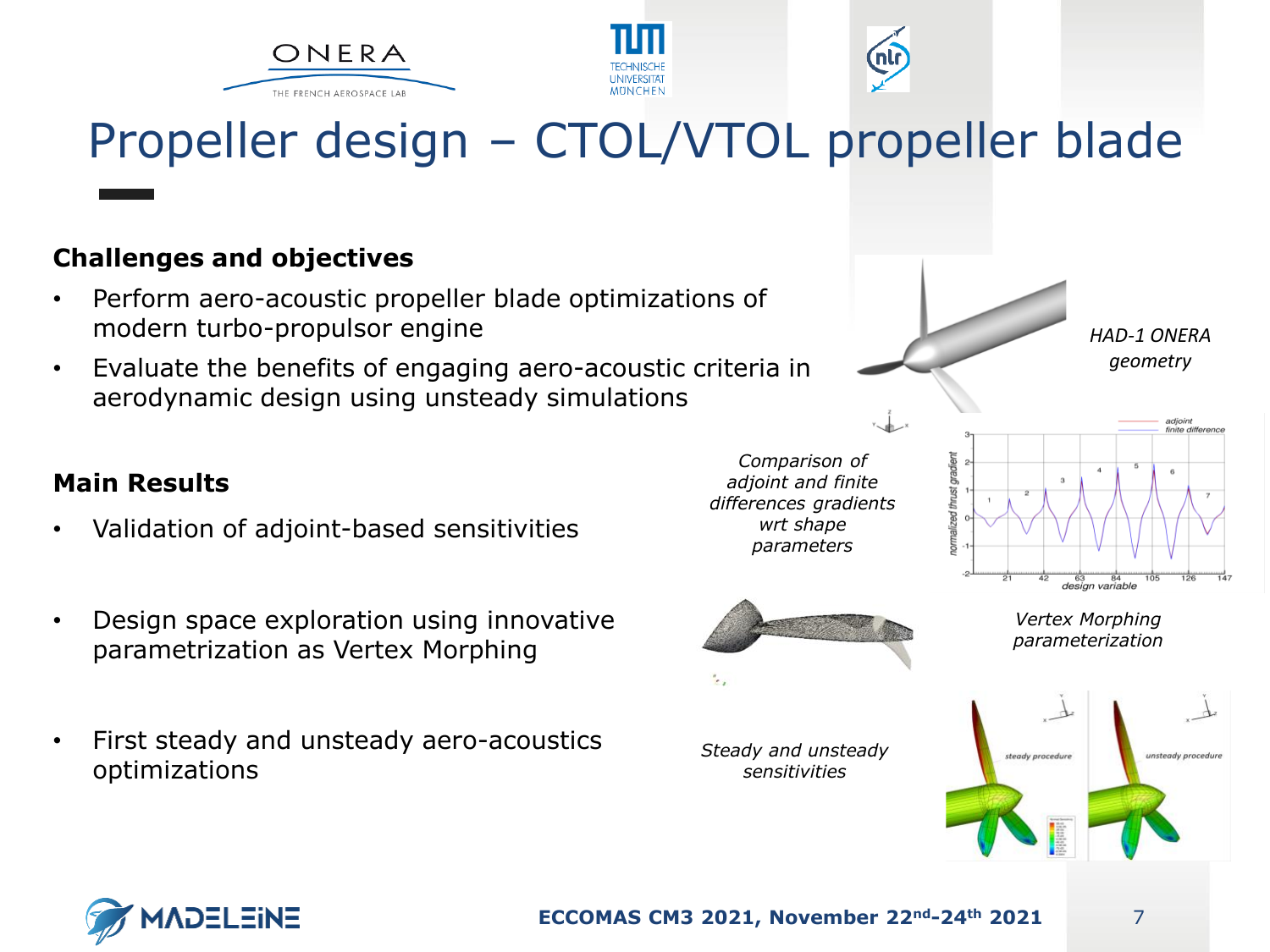# Propeller design – CTOL/VTOL propeller blade

### Challenges and objectives

- Perform aero-acoustic propeller blade optimizations of modern turbo-propulsor engine
- Evaluate the benefits of engaging aero-acoustic criteria in aerodynamic design using unsteady simulations

*HAD-1 ONERA geometry*

### Main Results

- Validation of adjoint-based sensitivities
- Design space exploration using innovative parametrization as Vertex Morphing
- First steady and unsteady aero-acoustics optimizations

*Comparison of adjoint and finite differences gradients wrt shape parameters*

*Vertex Morphing parameterization*

*Steady and unsteady sensitivities*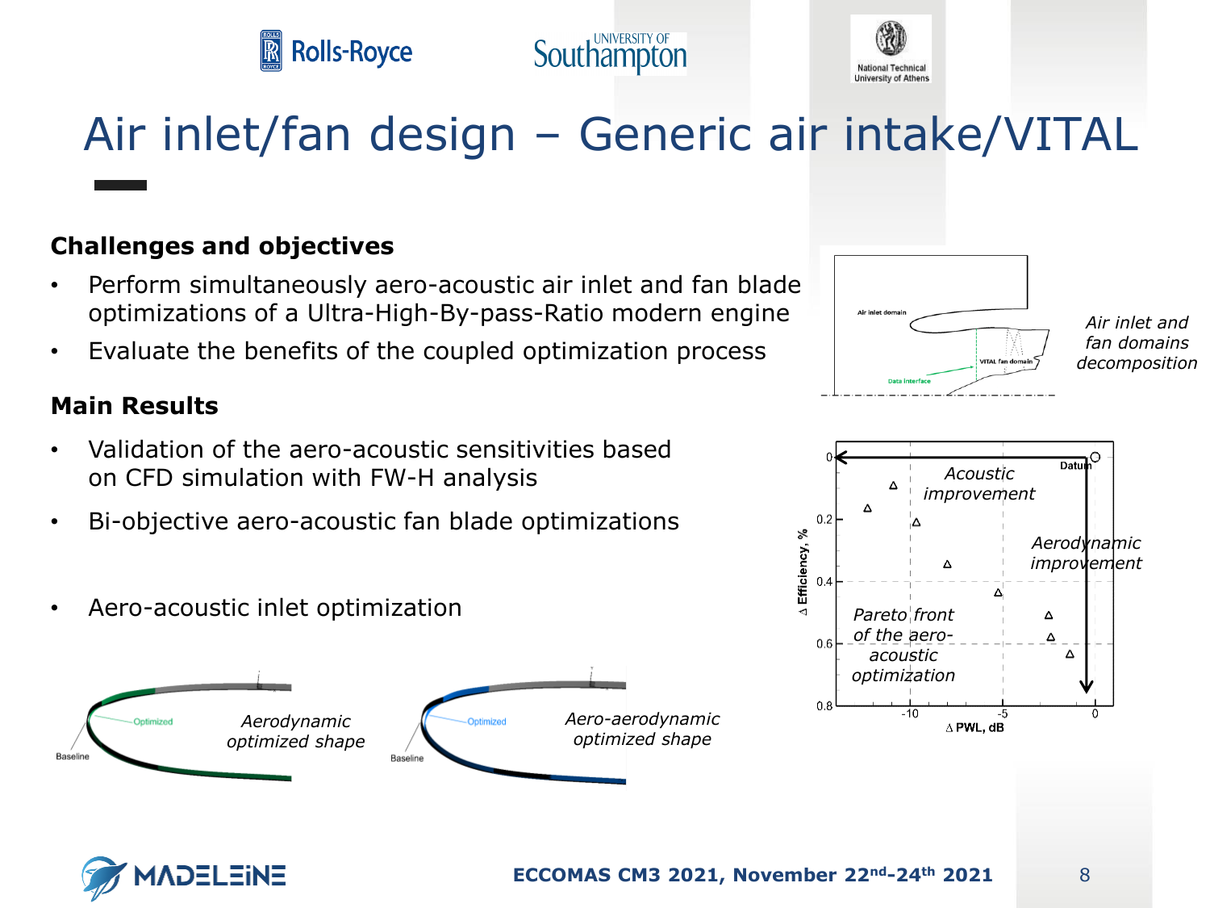# Air inlet/fan design – Generic air intake/VITAL

### Challenges and objectives

- Perform simultaneously aero-acoustic air inlet and fan blade optimizations of a Ultra-High-By-pass-Ratio modern engine
- Evaluate the benefits of the coupled optimization process

### Main Results

- Validation of the aero-acoustic sensitivities based on CFD simulation with FW-H analysis
- Bi-objective aero-acoustic fan blade optimizations
- Aero-acoustic inlet optimization

*Air inlet and fan domains decomposition*

*Aerodynamic optimized shape*

*Aero-aerodynamic optimized shape*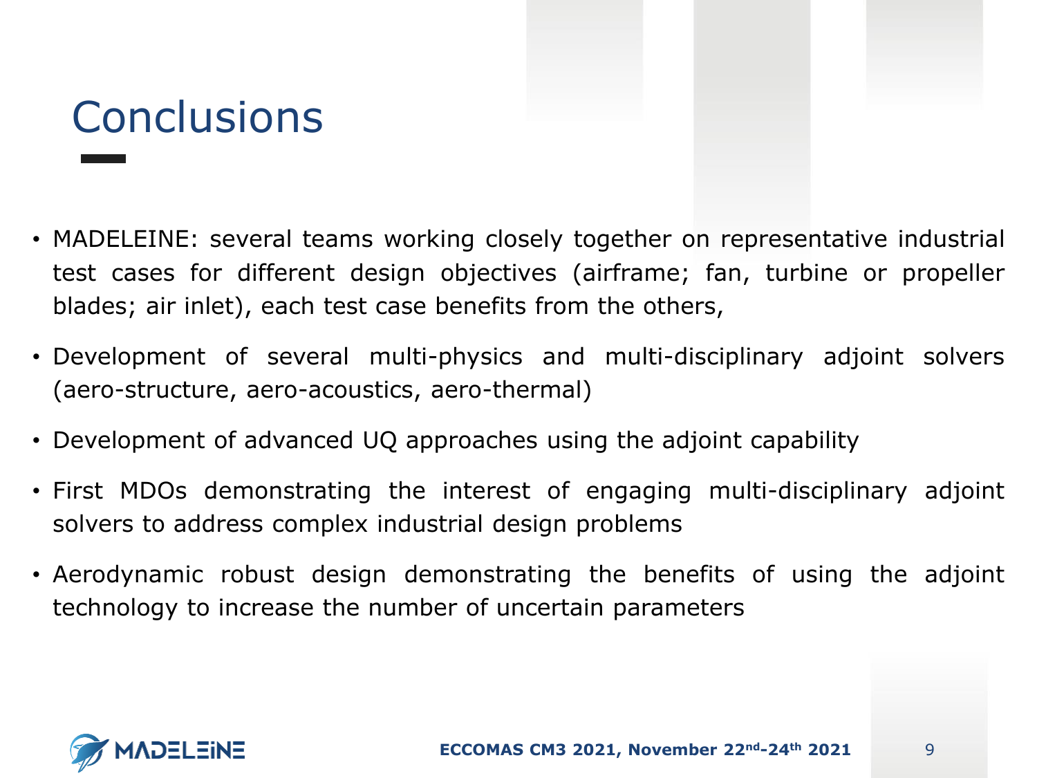# Conclusions

- MADELEINE: several teams working closely together on representative industrial test cases for different design objectives (airframe; fan, turbine or propeller blades; air inlet), each test case benefits from the others,
- Development of several multi-physics and multi-disciplinary adjoint solvers (aero-structure, aero-acoustics, aero-thermal)
- Development of advanced UQ approaches using the adjoint capability
- First MDOs demonstrating the interest of engaging multi-disciplinary adjoint solvers to address complex industrial design problems
- Aerodynamic robust design demonstrating the benefits of using the adjoint technology to increase the number of uncertain parameters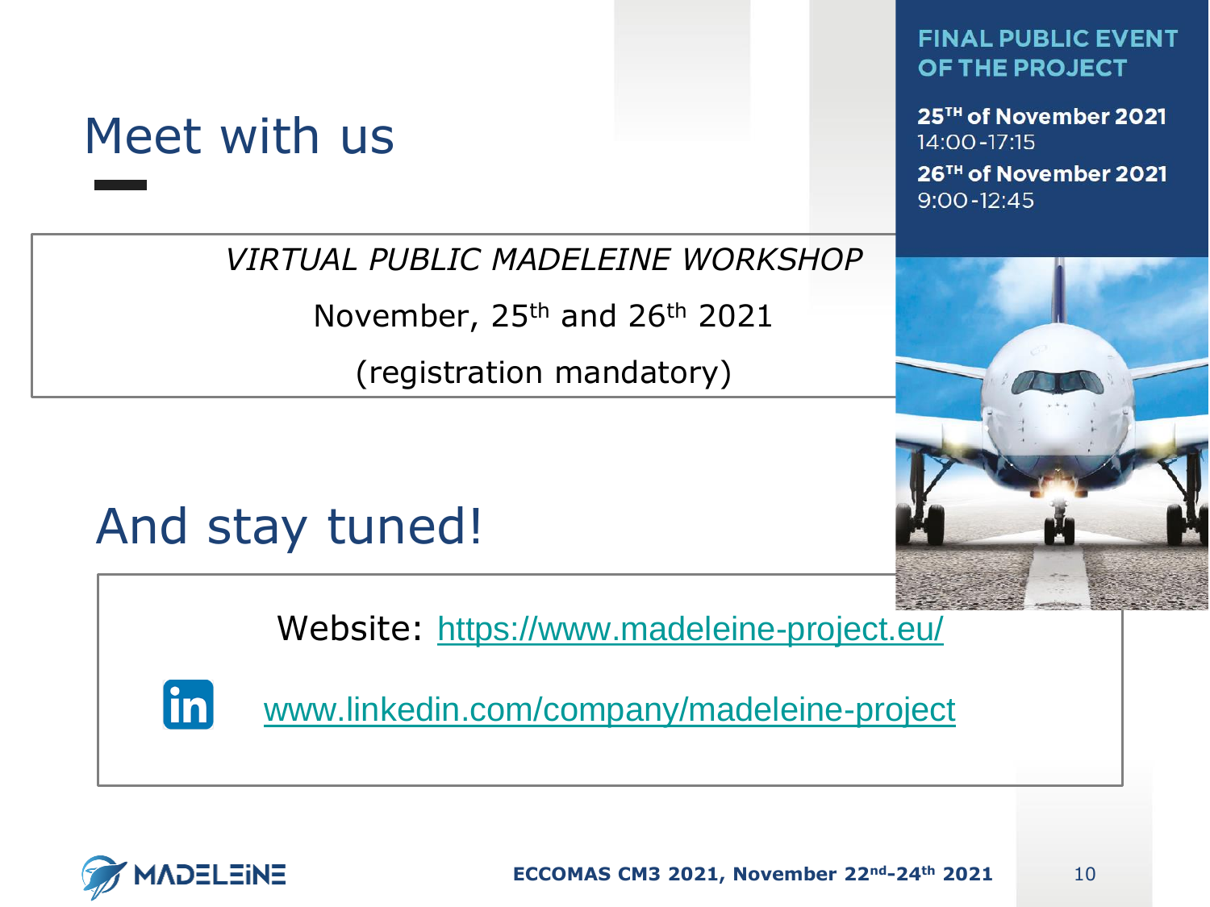# Meet with us

*VIRTUAL PUBLIC MADELEINE WORKSHOP*

November, 25th and 26th 2021

(registration mandatory)

**FINAL PUBLIC EVENT OF THE PROJECT**

**25TH of November 2021**
14:00-17:15

**26TH of November 2021**
9:00-12:45

# And stay tuned!

Website: https://www.madeleine-project.eu/

www.linkedin.com/company/madeleine-project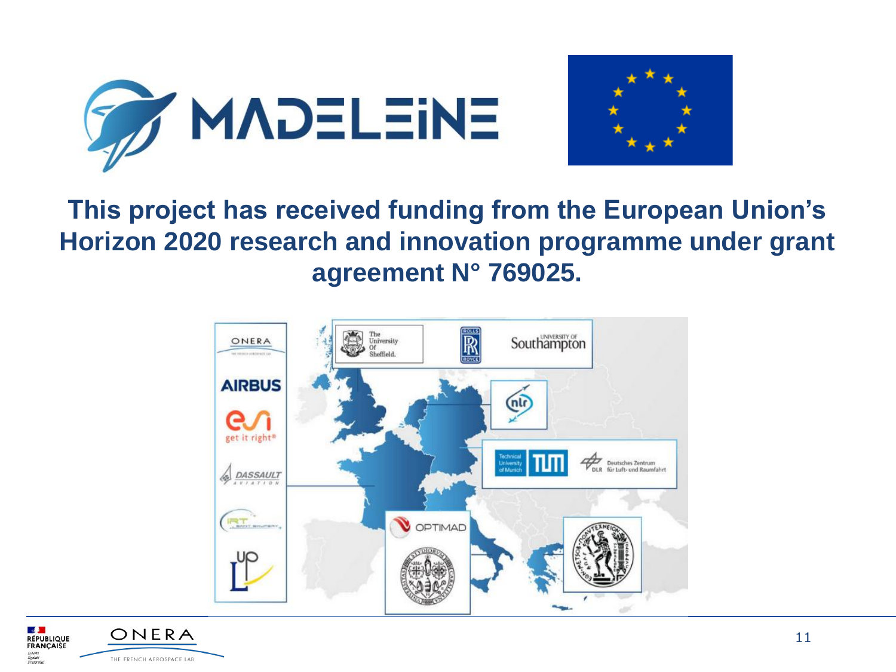**This project has received funding from the European Union's Horizon 2020 research and innovation programme under grant agreement N° 769025.**